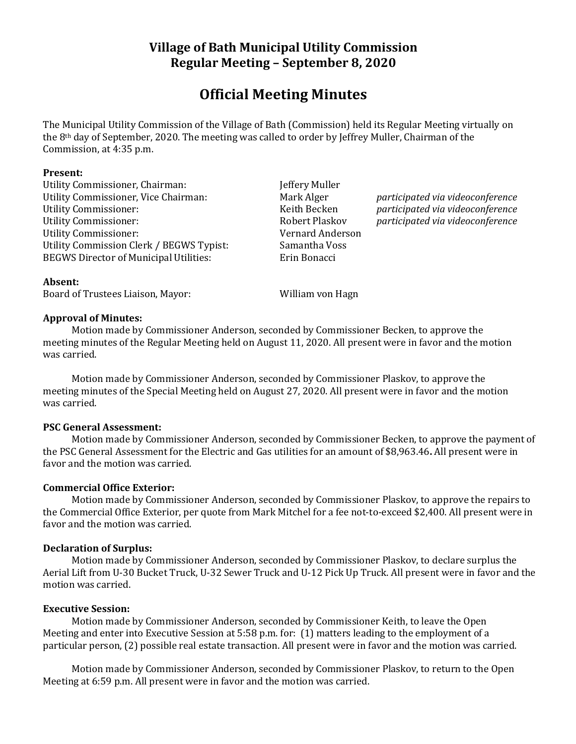# Village of Bath Municipal Utility Commission
# Regular Meeting – September 8, 2020

## Official Meeting Minutes

The Municipal Utility Commission of the Village of Bath (Commission) held its Regular Meeting virtually on the 8th day of September, 2020. The meeting was called to order by Jeffrey Muller, Chairman of the Commission, at 4:35 p.m.

**Present:**

| | | |
|---|---|---|
| Utility Commissioner, Chairman: | Jeffery Muller | |
| Utility Commissioner, Vice Chairman: | Mark Alger | *participated via videoconference* |
| Utility Commissioner: | Keith Becken | *participated via videoconference* |
| Utility Commissioner: | Robert Plaskov | *participated via videoconference* |
| Utility Commissioner: | Vernard Anderson | |
| Utility Commission Clerk / BEGWS Typist: | Samantha Voss | |
| BEGWS Director of Municipal Utilities: | Erin Bonacci | |

**Absent:**

| | |
|---|---|
| Board of Trustees Liaison, Mayor: | William von Hagn |

**Approval of Minutes:**

Motion made by Commissioner Anderson, seconded by Commissioner Becken, to approve the meeting minutes of the Regular Meeting held on August 11, 2020. All present were in favor and the motion was carried.

Motion made by Commissioner Anderson, seconded by Commissioner Plaskov, to approve the meeting minutes of the Special Meeting held on August 27, 2020. All present were in favor and the motion was carried.

**PSC General Assessment:**

Motion made by Commissioner Anderson, seconded by Commissioner Becken, to approve the payment of the PSC General Assessment for the Electric and Gas utilities for an amount of $8,963.46**.** All present were in favor and the motion was carried.

**Commercial Office Exterior:**

Motion made by Commissioner Anderson, seconded by Commissioner Plaskov, to approve the repairs to the Commercial Office Exterior, per quote from Mark Mitchel for a fee not-to-exceed $2,400. All present were in favor and the motion was carried.

**Declaration of Surplus:**

Motion made by Commissioner Anderson, seconded by Commissioner Plaskov, to declare surplus the Aerial Lift from U-30 Bucket Truck, U-32 Sewer Truck and U-12 Pick Up Truck. All present were in favor and the motion was carried.

**Executive Session:**

Motion made by Commissioner Anderson, seconded by Commissioner Keith, to leave the Open Meeting and enter into Executive Session at 5:58 p.m. for: (1) matters leading to the employment of a particular person, (2) possible real estate transaction. All present were in favor and the motion was carried.

Motion made by Commissioner Anderson, seconded by Commissioner Plaskov, to return to the Open Meeting at 6:59 p.m. All present were in favor and the motion was carried.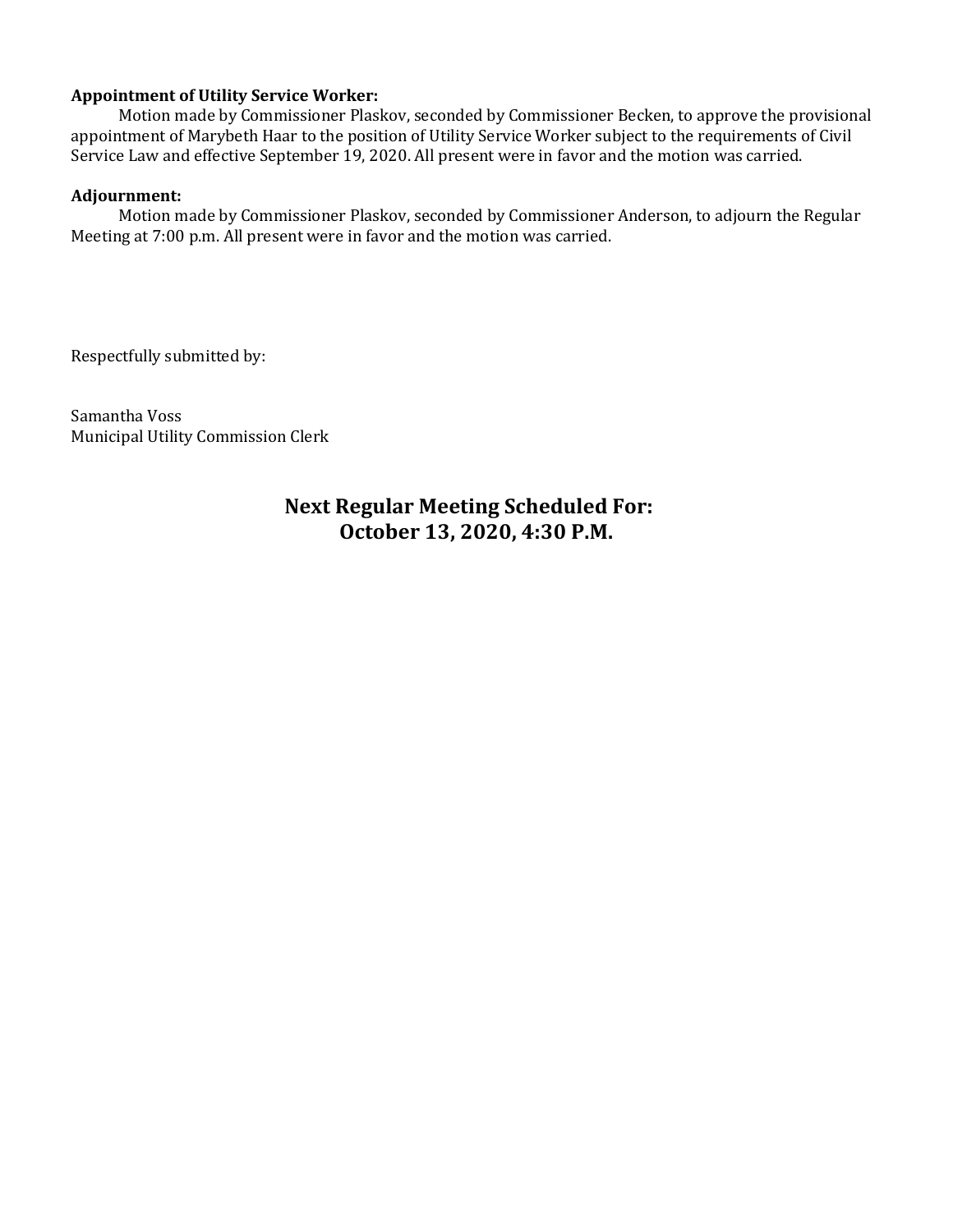**Appointment of Utility Service Worker:**

Motion made by Commissioner Plaskov, seconded by Commissioner Becken, to approve the provisional appointment of Marybeth Haar to the position of Utility Service Worker subject to the requirements of Civil Service Law and effective September 19, 2020. All present were in favor and the motion was carried.

**Adjournment:**

Motion made by Commissioner Plaskov, seconded by Commissioner Anderson, to adjourn the Regular Meeting at 7:00 p.m. All present were in favor and the motion was carried.

Respectfully submitted by:

Samantha Voss
Municipal Utility Commission Clerk

**Next Regular Meeting Scheduled For:**
**October 13, 2020, 4:30 P.M.**